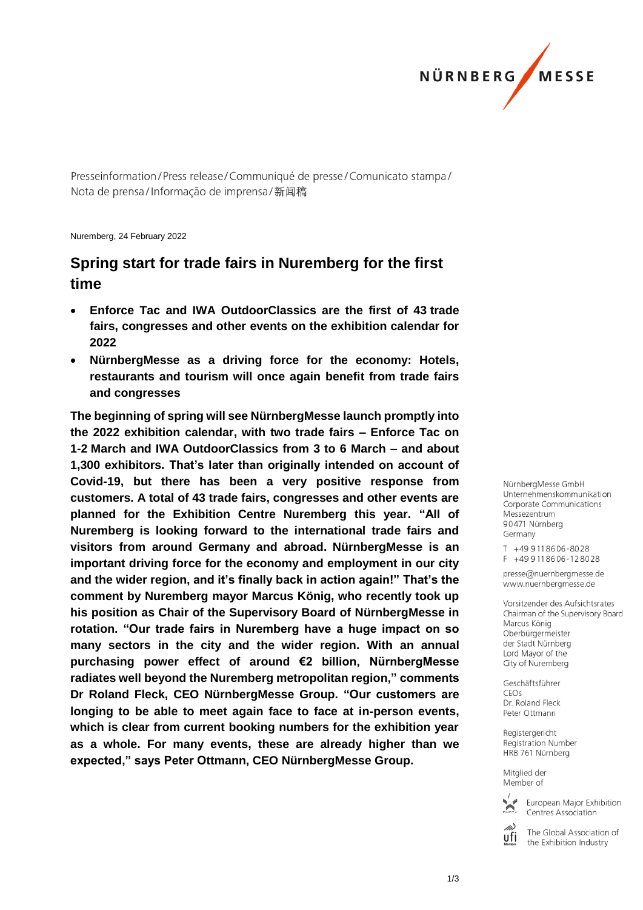Presseinformation / Press release / Communiqué de presse / Comunicato stampa / Nota de prensa / Informação de imprensa / 新闻稿

Nuremberg, 24 February 2022

# Spring start for trade fairs in Nuremberg for the first time

- **Enforce Tac and IWA OutdoorClassics are the first of 43 trade fairs, congresses and other events on the exhibition calendar for 2022**
- **NürnbergMesse as a driving force for the economy: Hotels, restaurants and tourism will once again benefit from trade fairs and congresses**

**The beginning of spring will see NürnbergMesse launch promptly into the 2022 exhibition calendar, with two trade fairs – Enforce Tac on 1-2 March and IWA OutdoorClassics from 3 to 6 March – and about 1,300 exhibitors. That's later than originally intended on account of Covid-19, but there has been a very positive response from customers. A total of 43 trade fairs, congresses and other events are planned for the Exhibition Centre Nuremberg this year. "All of Nuremberg is looking forward to the international trade fairs and visitors from around Germany and abroad. NürnbergMesse is an important driving force for the economy and employment in our city and the wider region, and it's finally back in action again!" That's the comment by Nuremberg mayor Marcus König, who recently took up his position as Chair of the Supervisory Board of NürnbergMesse in rotation. "Our trade fairs in Nuremberg have a huge impact on so many sectors in the city and the wider region. With an annual purchasing power effect of around €2 billion, NürnbergMesse radiates well beyond the Nuremberg metropolitan region," comments Dr Roland Fleck, CEO NürnbergMesse Group. "Our customers are longing to be able to meet again face to face at in-person events, which is clear from current booking numbers for the exhibition year as a whole. For many events, these are already higher than we expected," says Peter Ottmann, CEO NürnbergMesse Group.**

NürnbergMesse GmbH
Unternehmenskommunikation
Corporate Communications
Messezentrum
90471 Nürnberg
Germany

T +49 9 11 86 06-80 28
F +49 9 11 86 06-12 80 28

presse@nuernbergmesse.de
www.nuernbergmesse.de

Vorsitzender des Aufsichtsrates
Chairman of the Supervisory Board
Marcus König
Oberbürgermeister
der Stadt Nürnberg
Lord Mayor of the
City of Nuremberg

Geschäftsführer
CEOs
Dr. Roland Fleck
Peter Ottmann

Registergericht
Registration Number
HRB 761 Nürnberg

Mitglied der
Member of

European Major Exhibition Centres Association

The Global Association of the Exhibition Industry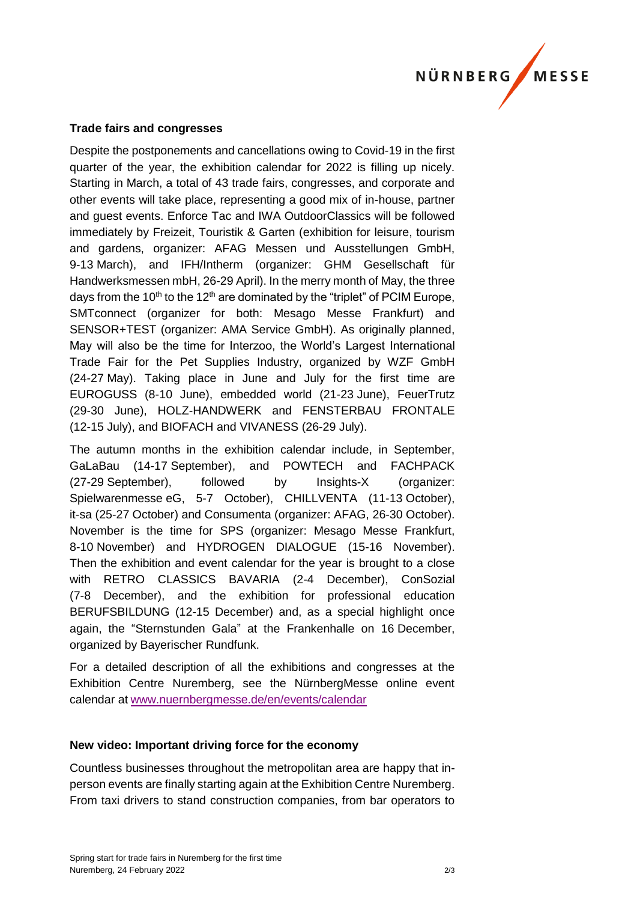## Trade fairs and congresses

Despite the postponements and cancellations owing to Covid-19 in the first quarter of the year, the exhibition calendar for 2022 is filling up nicely. Starting in March, a total of 43 trade fairs, congresses, and corporate and other events will take place, representing a good mix of in-house, partner and guest events. Enforce Tac and IWA OutdoorClassics will be followed immediately by Freizeit, Touristik & Garten (exhibition for leisure, tourism and gardens, organizer: AFAG Messen und Ausstellungen GmbH, 9-13 March), and IFH/Intherm (organizer: GHM Gesellschaft für Handwerksmessen mbH, 26-29 April). In the merry month of May, the three days from the 10th to the 12th are dominated by the "triplet" of PCIM Europe, SMTconnect (organizer for both: Mesago Messe Frankfurt) and SENSOR+TEST (organizer: AMA Service GmbH). As originally planned, May will also be the time for Interzoo, the World's Largest International Trade Fair for the Pet Supplies Industry, organized by WZF GmbH (24-27 May). Taking place in June and July for the first time are EUROGUSS (8-10 June), embedded world (21-23 June), FeuerTrutz (29-30 June), HOLZ-HANDWERK and FENSTERBAU FRONTALE (12-15 July), and BIOFACH and VIVANESS (26-29 July).

The autumn months in the exhibition calendar include, in September, GaLaBau (14-17 September), and POWTECH and FACHPACK (27-29 September), followed by Insights-X (organizer: Spielwarenmesse eG, 5-7 October), CHILLVENTA (11-13 October), it-sa (25-27 October) and Consumenta (organizer: AFAG, 26-30 October). November is the time for SPS (organizer: Mesago Messe Frankfurt, 8-10 November) and HYDROGEN DIALOGUE (15-16 November). Then the exhibition and event calendar for the year is brought to a close with RETRO CLASSICS BAVARIA (2-4 December), ConSozial (7-8 December), and the exhibition for professional education BERUFSBILDUNG (12-15 December) and, as a special highlight once again, the "Sternstunden Gala" at the Frankenhalle on 16 December, organized by Bayerischer Rundfunk.

For a detailed description of all the exhibitions and congresses at the Exhibition Centre Nuremberg, see the NürnbergMesse online event calendar at www.nuernbergmesse.de/en/events/calendar

## New video: Important driving force for the economy

Countless businesses throughout the metropolitan area are happy that in-person events are finally starting again at the Exhibition Centre Nuremberg. From taxi drivers to stand construction companies, from bar operators to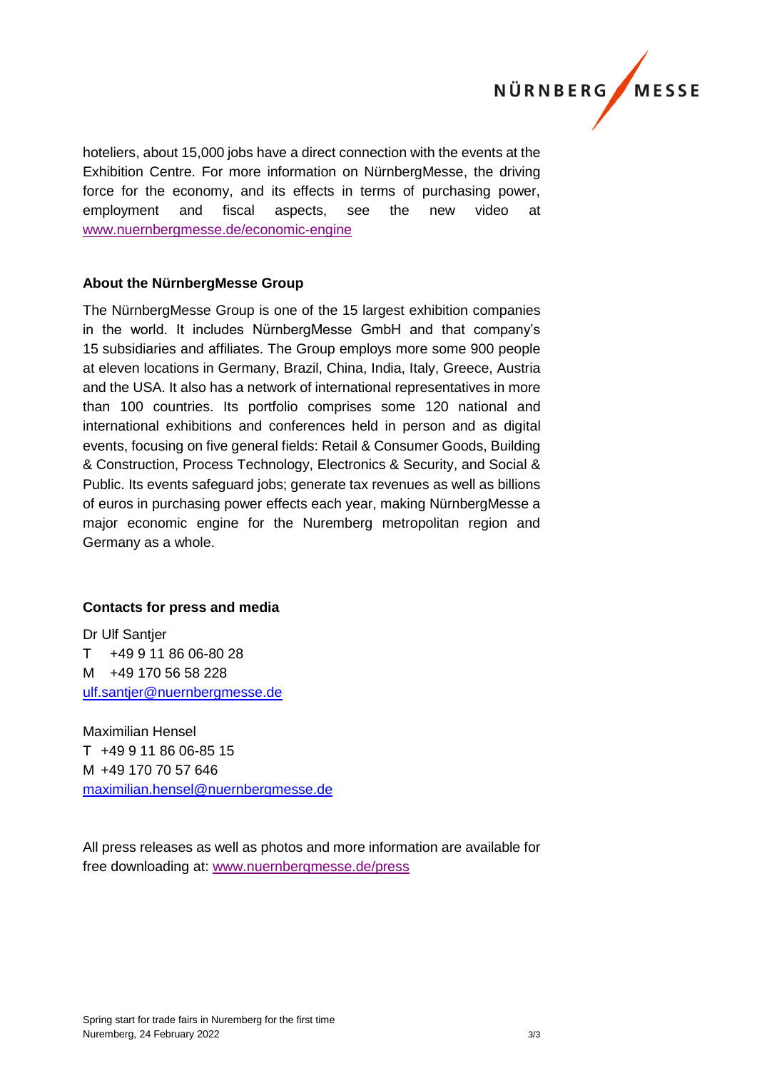hoteliers, about 15,000 jobs have a direct connection with the events at the Exhibition Centre. For more information on NürnbergMesse, the driving force for the economy, and its effects in terms of purchasing power, employment and fiscal aspects, see the new video at [www.nuernbergmesse.de/economic-engine](http://www.nuernbergmesse.de/economic-engine)

**About the NürnbergMesse Group**

The NürnbergMesse Group is one of the 15 largest exhibition companies in the world. It includes NürnbergMesse GmbH and that company's 15 subsidiaries and affiliates. The Group employs more some 900 people at eleven locations in Germany, Brazil, China, India, Italy, Greece, Austria and the USA. It also has a network of international representatives in more than 100 countries. Its portfolio comprises some 120 national and international exhibitions and conferences held in person and as digital events, focusing on five general fields: Retail & Consumer Goods, Building & Construction, Process Technology, Electronics & Security, and Social & Public. Its events safeguard jobs; generate tax revenues as well as billions of euros in purchasing power effects each year, making NürnbergMesse a major economic engine for the Nuremberg metropolitan region and Germany as a whole.

**Contacts for press and media**

Dr Ulf Santjer  
T +49 9 11 86 06-80 28  
M +49 170 56 58 228  
[ulf.santjer@nuernbergmesse.de](mailto:ulf.santjer@nuernbergmesse.de)

Maximilian Hensel  
T +49 9 11 86 06-85 15  
M +49 170 70 57 646  
[maximilian.hensel@nuernbergmesse.de](mailto:maximilian.hensel@nuernbergmesse.de)

All press releases as well as photos and more information are available for free downloading at: [www.nuernbergmesse.de/press](http://www.nuernbergmesse.de/press)